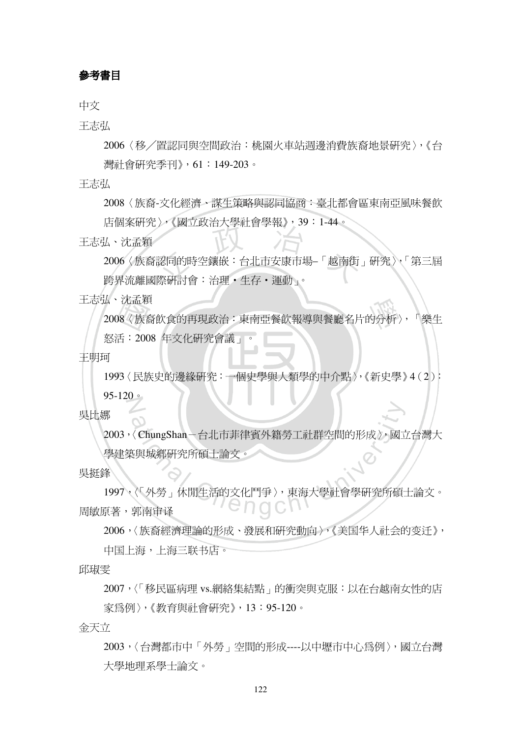## 參考書目

中文

王志弘

2006〈移／置認同與空間政治：桃園火車站週邊消費族裔地景研究〉,《台灣社會研究季刊》, 61：149-203。

王志弘

2008〈族裔-文化經濟、謀生策略與認同協商：臺北都會區東南亞風味餐飲店個案研究〉,《國立政治大學社會學報》, 39：1-44。

王志弘、沈孟穎

2006〈族裔認同的時空鑲嵌：台北市安康市場–「越南街」研究〉,「第三屆跨界流離國際研討會：治理・生存・運動」。

王志弘、沈孟穎

2008〈族裔飲食的再現政治：東南亞餐飲報導與餐廳名片的分析〉，「樂生怒活：2008 年文化研究會議」。

王明珂

1993〈民族史的邊緣研究：一個史學與人類學的中介點〉,《新史學》4（2）：95-120。

吳比娜

2003,〈ChungShan－台北市菲律賓外籍勞工社群空間的形成〉, 國立台灣大學建築與城鄉研究所碩士論文。

吳挺鋒

1997,〈「外勞」休閒生活的文化鬥爭〉, 東海大學社會學研究所碩士論文。

周敏原著，郭南审译

2006,〈族裔經濟理論的形成、發展和研究動向〉,《美国华人社会的变迁》, 中国上海，上海三联书店。

邱琡雯

2007,〈「移民區病理 vs.網絡集結點」的衝突與克服：以在台越南女性的店家爲例〉,《教育與社會研究》, 13：95-120。

金天立

2003,〈台灣都市中「外勞」空間的形成----以中壢市中心爲例〉, 國立台灣大學地理系學士論文。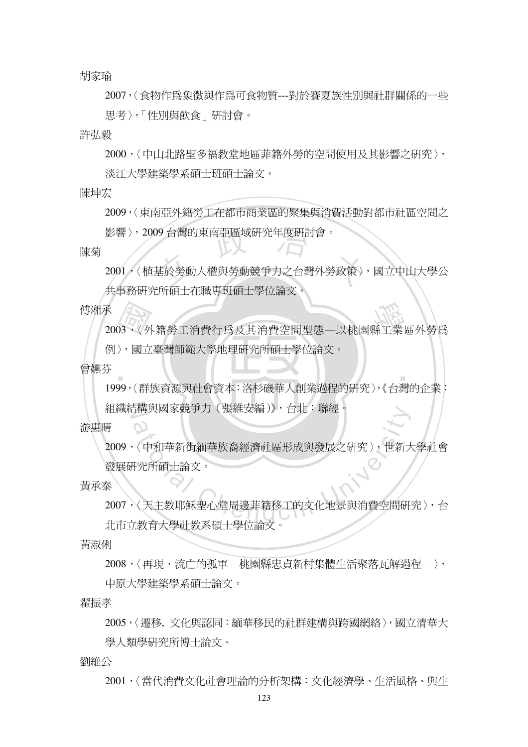胡家瑜

2007，〈食物作爲象徵與作爲可食物質---對於賽夏族性別與社群關係的一些思考〉，「性別與飲食」研討會。

許弘毅

2000，〈中山北路聖多福教堂地區菲籍外勞的空間使用及其影響之研究〉，淡江大學建築學系碩士班碩士論文。

陳坤宏

2009，〈東南亞外籍勞工在都市商業區的聚集與消費活動對都市社區空間之影響〉，2009 台灣的東南亞區域研究年度研討會。

陳菊

2001，〈植基於勞動人權與勞動競爭力之台灣外勞政策〉，國立中山大學公共事務研究所碩士在職專班碩士學位論文。

傅湘承

2003，〈外籍勞工消費行爲及其消費空間型態—以桃園縣工業區外勞爲例〉，國立臺灣師範大學地理研究所碩士學位論文。

曾嬿芬

1999，〈群族資源與社會資本：洛杉磯華人創業過程的研究〉，《台灣的企業：組織結構與國家競爭力（張維安編）》，台北：聯經。

游惠晴

2009，〈中和華新街緬華族裔經濟社區形成與發展之研究〉，世新大學社會發展研究所碩士論文。

黃承泰

2007，〈天主教耶穌聖心堂周邊菲籍移工的文化地景與消費空間研究〉，台北市立教育大學社教系碩士學位論文。

黃淑俐

2008，〈再現．流亡的孤軍－桃園縣忠貞新村集體生活聚落瓦解過程－〉，中原大學建築學系碩士論文。

翟振孝

2005，〈遷移, 文化與認同：緬華移民的社群建構與跨國網絡〉，國立清華大學人類學研究所博士論文。

劉維公

2001，〈當代消費文化社會理論的分析架構：文化經濟學、生活風格、與生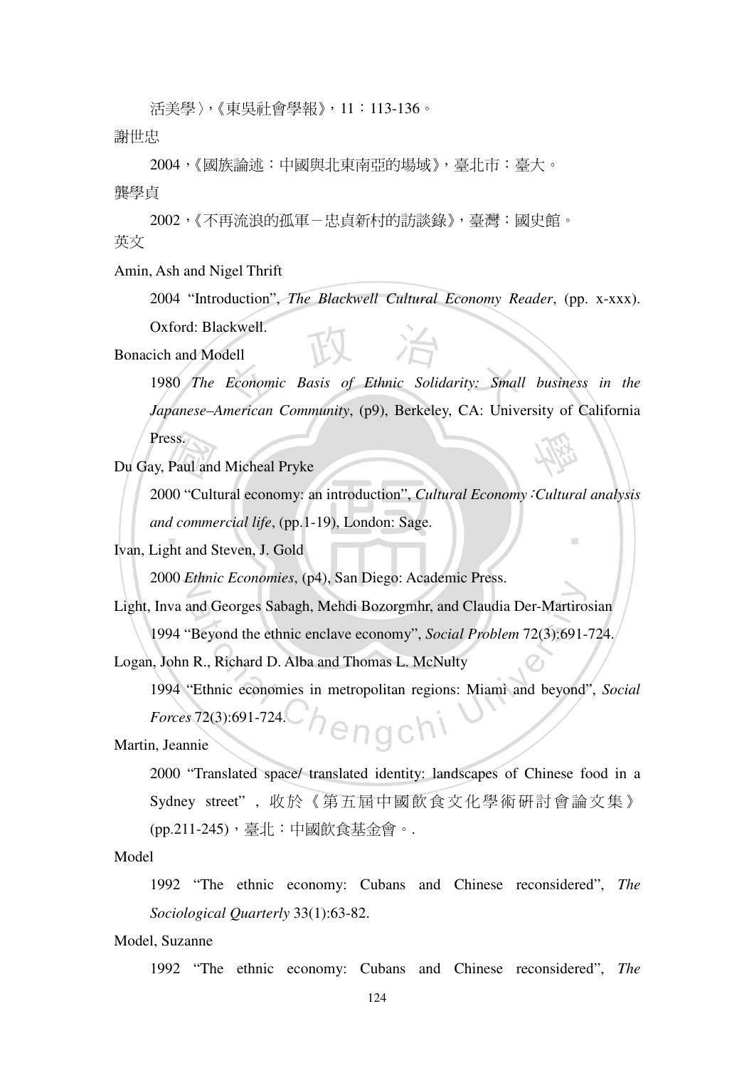活美學〉,《東吳社會學報》,11：113-136。

謝世忠

2004,《國族論述：中國與北東南亞的場域》,臺北市：臺大。

龔學貞

2002,《不再流浪的孤軍－忠貞新村的訪談錄》,臺灣：國史館。

英文

Amin, Ash and Nigel Thrift

2004 "Introduction", *The Blackwell Cultural Economy Reader*, (pp. x-xxx). Oxford: Blackwell.

Bonacich and Modell

1980 *The Economic Basis of Ethnic Solidarity: Small business in the Japanese–American Community*, (p9), Berkeley, CA: University of California Press.

Du Gay, Paul and Micheal Pryke

2000 "Cultural economy: an introduction", *Cultural Economy:Cultural analysis and commercial life*, (pp.1-19), London: Sage.

Ivan, Light and Steven, J. Gold

2000 *Ethnic Economies*, (p4), San Diego: Academic Press.

Light, Inva and Georges Sabagh, Mehdi Bozorgmhr, and Claudia Der-Martirosian

1994 "Beyond the ethnic enclave economy", *Social Problem* 72(3):691-724.

Logan, John R., Richard D. Alba and Thomas L. McNulty

1994 "Ethnic economies in metropolitan regions: Miami and beyond", *Social Forces* 72(3):691-724.

Martin, Jeannie

2000 "Translated space/ translated identity: landscapes of Chinese food in a Sydney street", 收於《第五屆中國飲食文化學術研討會論文集》(pp.211-245),臺北：中國飲食基金會。.

Model

1992 "The ethnic economy: Cubans and Chinese reconsidered", *The Sociological Quarterly* 33(1):63-82.

Model, Suzanne

1992 "The ethnic economy: Cubans and Chinese reconsidered", *The*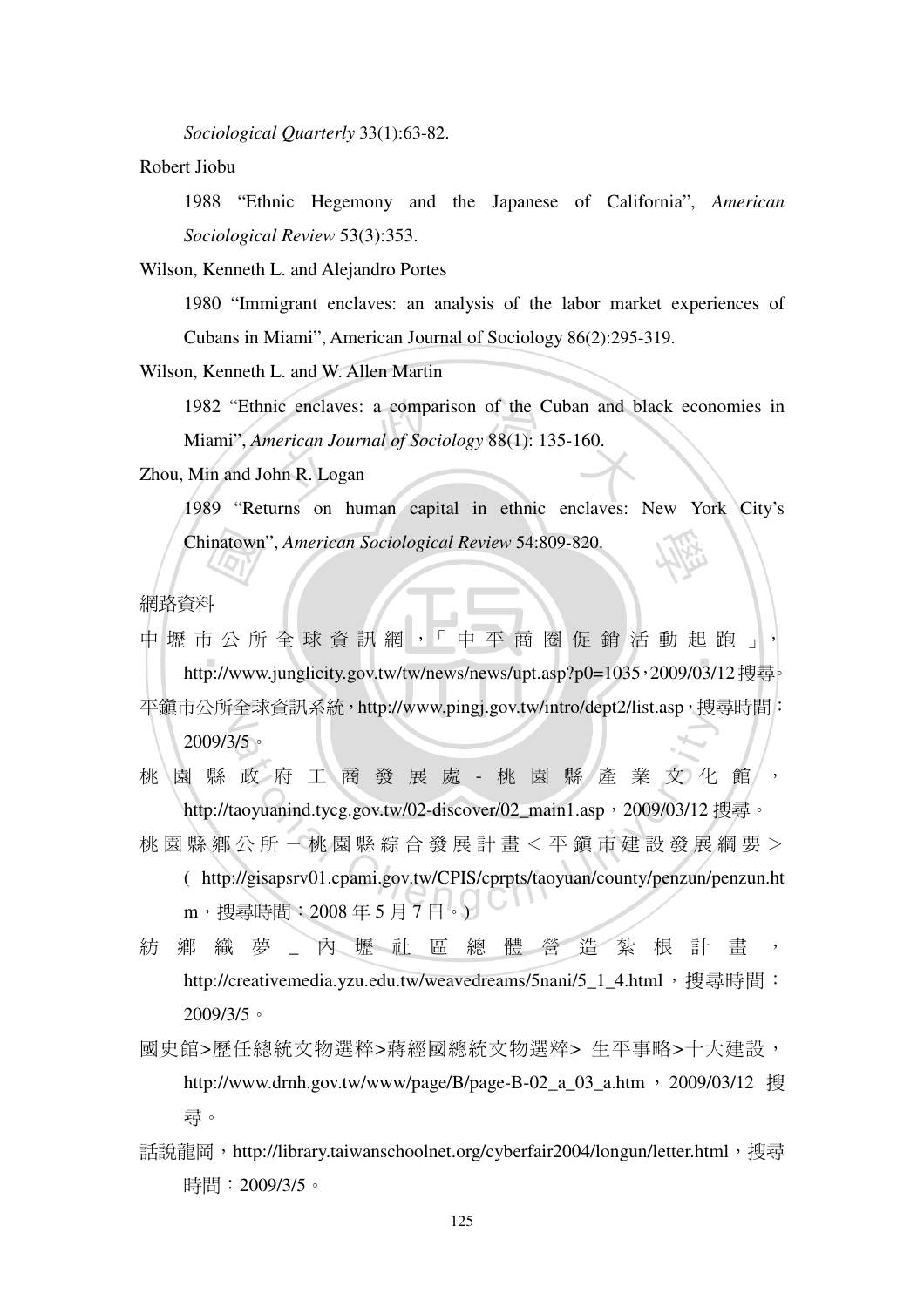*Sociological Quarterly* 33(1):63-82.

Robert Jiobu

1988 "Ethnic Hegemony and the Japanese of California", *American Sociological Review* 53(3):353.

Wilson, Kenneth L. and Alejandro Portes

1980 "Immigrant enclaves: an analysis of the labor market experiences of Cubans in Miami", American Journal of Sociology 86(2):295-319.

Wilson, Kenneth L. and W. Allen Martin

1982 "Ethnic enclaves: a comparison of the Cuban and black economies in Miami", *American Journal of Sociology* 88(1): 135-160.

Zhou, Min and John R. Logan

1989 "Returns on human capital in ethnic enclaves: New York City's Chinatown", *American Sociological Review* 54:809-820.

網路資料

中壢市公所全球資訊網，「中平商圈促銷活動起跑」，http://www.junglicity.gov.tw/tw/news/news/upt.asp?p0=1035，2009/03/12 搜尋。

平鎮市公所全球資訊系統，http://www.pingj.gov.tw/intro/dept2/list.asp，搜尋時間：2009/3/5。

桃園縣政府工商發展處-桃園縣產業文化館，http://taoyuanind.tycg.gov.tw/02-discover/02_main1.asp，2009/03/12 搜尋。

桃園縣鄉公所－桃園縣綜合發展計畫＜平鎮市建設發展綱要＞( http://gisapsrv01.cpami.gov.tw/CPIS/cprpts/taoyuan/county/penzun/penzun.htm，搜尋時間：2008 年 5 月 7 日。)

紡鄉織夢_內壢社區總體營造紮根計畫，http://creativemedia.yzu.edu.tw/weavedreams/5nani/5_1_4.html，搜尋時間：2009/3/5。

國史館>歷任總統文物選粹>蔣經國總統文物選粹> 生平事略>十大建設，http://www.drnh.gov.tw/www/page/B/page-B-02_a_03_a.htm，2009/03/12 搜尋。

話說龍岡，http://library.taiwanschoolnet.org/cyberfair2004/longun/letter.html，搜尋時間：2009/3/5。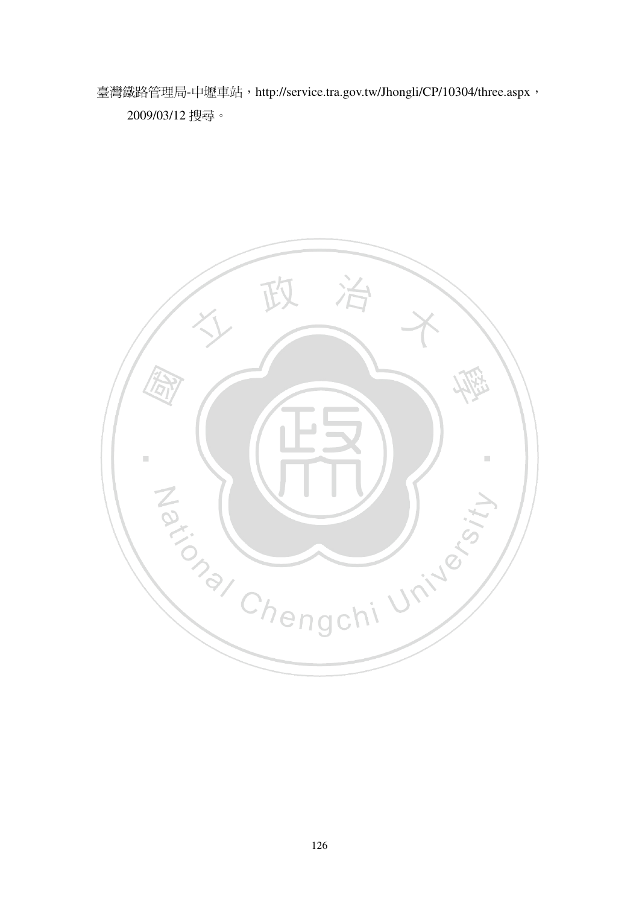臺灣鐵路管理局-中壢車站，http://service.tra.gov.tw/Jhongli/CP/10304/three.aspx，2009/03/12 搜尋。